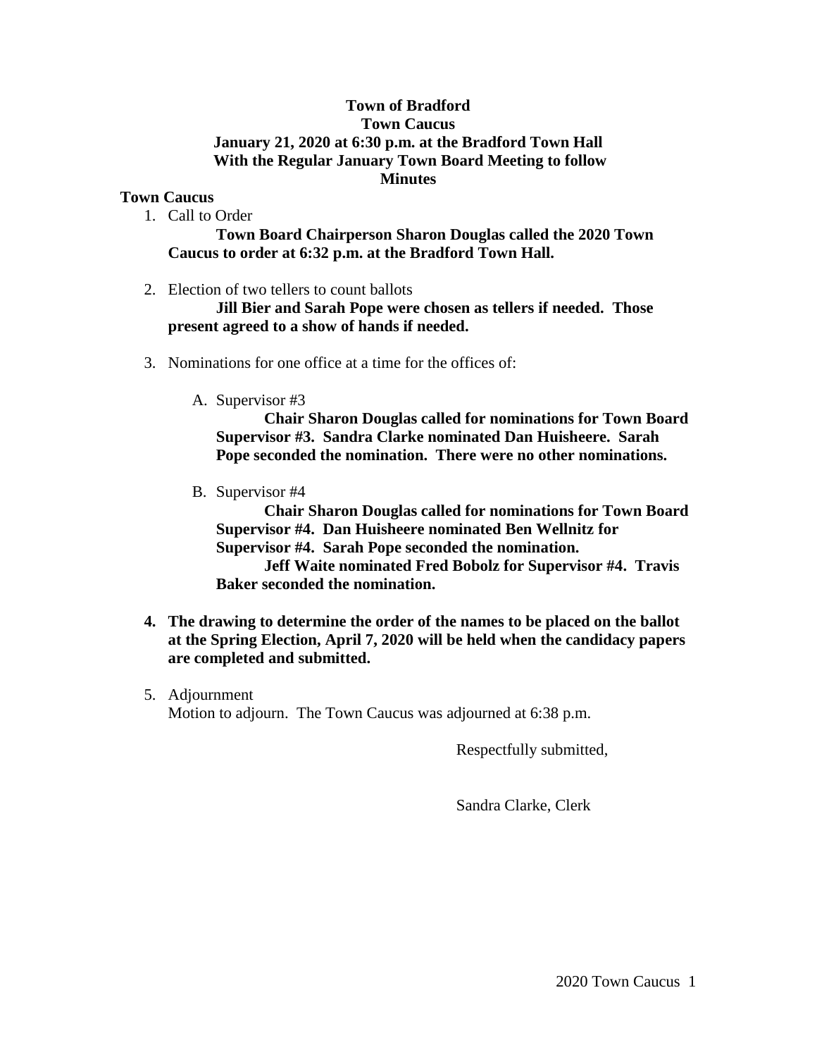**Town of Bradford**
**Town Caucus**
**January 21, 2020 at 6:30 p.m. at the Bradford Town Hall**
**With the Regular January Town Board Meeting to follow**
**Minutes**

**Town Caucus**

1. Call to Order

   **Town Board Chairperson Sharon Douglas called the 2020 Town Caucus to order at 6:32 p.m. at the Bradford Town Hall.**

2. Election of two tellers to count ballots

   **Jill Bier and Sarah Pope were chosen as tellers if needed. Those present agreed to a show of hands if needed.**

3. Nominations for one office at a time for the offices of:

   A. Supervisor #3

      **Chair Sharon Douglas called for nominations for Town Board Supervisor #3. Sandra Clarke nominated Dan Huisheere. Sarah Pope seconded the nomination. There were no other nominations.**

   B. Supervisor #4

      **Chair Sharon Douglas called for nominations for Town Board Supervisor #4. Dan Huisheere nominated Ben Wellnitz for Supervisor #4. Sarah Pope seconded the nomination.**

      **Jeff Waite nominated Fred Bobolz for Supervisor #4. Travis Baker seconded the nomination.**

4. **The drawing to determine the order of the names to be placed on the ballot at the Spring Election, April 7, 2020 will be held when the candidacy papers are completed and submitted.**

5. Adjournment

   Motion to adjourn. The Town Caucus was adjourned at 6:38 p.m.

Respectfully submitted,

Sandra Clarke, Clerk